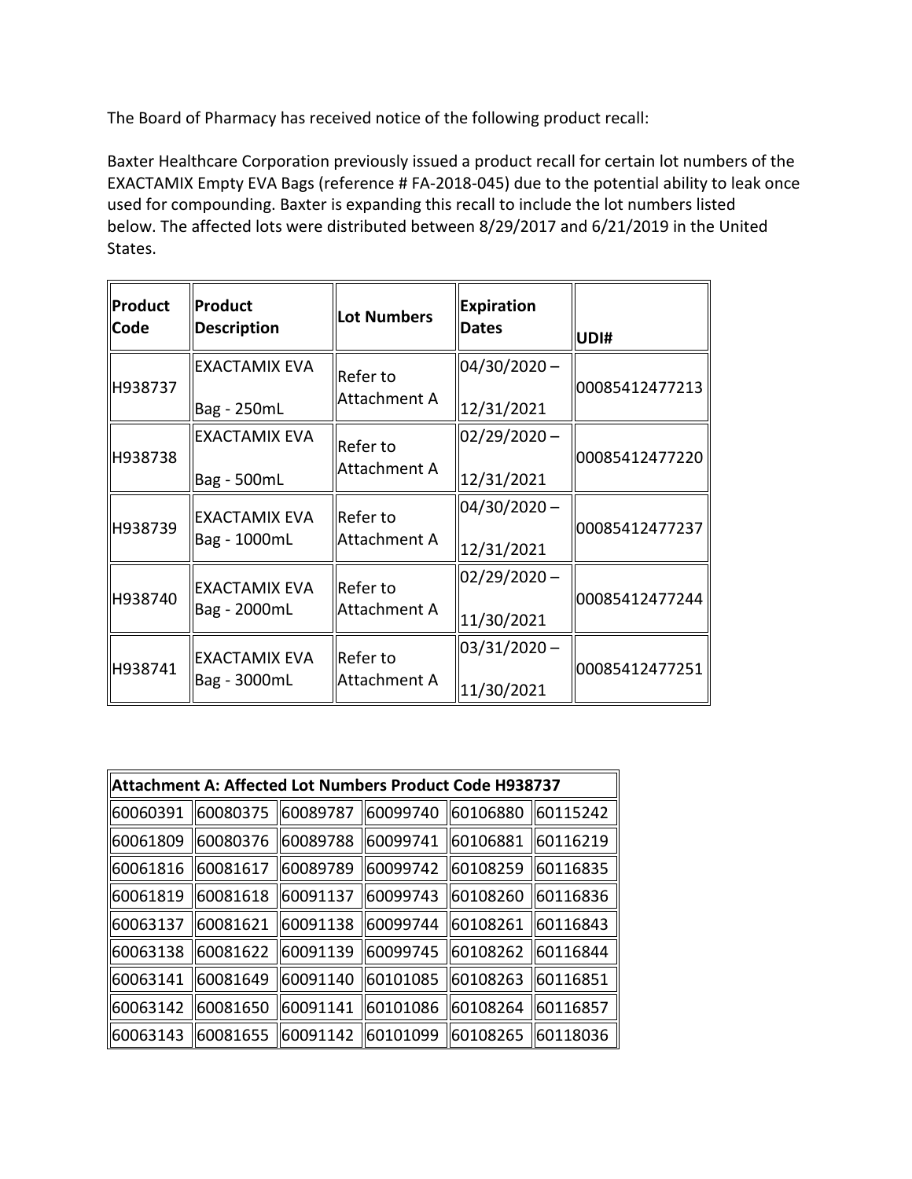The Board of Pharmacy has received notice of the following product recall:

Baxter Healthcare Corporation previously issued a product recall for certain lot numbers of the EXACTAMIX Empty EVA Bags (reference # FA-2018-045) due to the potential ability to leak once used for compounding. Baxter is expanding this recall to include the lot numbers listed below. The affected lots were distributed between 8/29/2017 and 6/21/2019 in the United States.

| Product Code | Product Description | Lot Numbers | Expiration Dates | UDI# |
|---|---|---|---|---|
| H938737 | EXACTAMIX EVA Bag - 250mL | Refer to Attachment A | 04/30/2020 – 12/31/2021 | 00085412477213 |
| H938738 | EXACTAMIX EVA Bag - 500mL | Refer to Attachment A | 02/29/2020 – 12/31/2021 | 00085412477220 |
| H938739 | EXACTAMIX EVA Bag - 1000mL | Refer to Attachment A | 04/30/2020 – 12/31/2021 | 00085412477237 |
| H938740 | EXACTAMIX EVA Bag - 2000mL | Refer to Attachment A | 02/29/2020 – 11/30/2021 | 00085412477244 |
| H938741 | EXACTAMIX EVA Bag - 3000mL | Refer to Attachment A | 03/31/2020 – 11/30/2021 | 00085412477251 |

| Attachment A: Affected Lot Numbers Product Code H938737 | | | | | |
|---|---|---|---|---|---|
| 60060391 | 60080375 | 60089787 | 60099740 | 60106880 | 60115242 |
| 60061809 | 60080376 | 60089788 | 60099741 | 60106881 | 60116219 |
| 60061816 | 60081617 | 60089789 | 60099742 | 60108259 | 60116835 |
| 60061819 | 60081618 | 60091137 | 60099743 | 60108260 | 60116836 |
| 60063137 | 60081621 | 60091138 | 60099744 | 60108261 | 60116843 |
| 60063138 | 60081622 | 60091139 | 60099745 | 60108262 | 60116844 |
| 60063141 | 60081649 | 60091140 | 60101085 | 60108263 | 60116851 |
| 60063142 | 60081650 | 60091141 | 60101086 | 60108264 | 60116857 |
| 60063143 | 60081655 | 60091142 | 60101099 | 60108265 | 60118036 |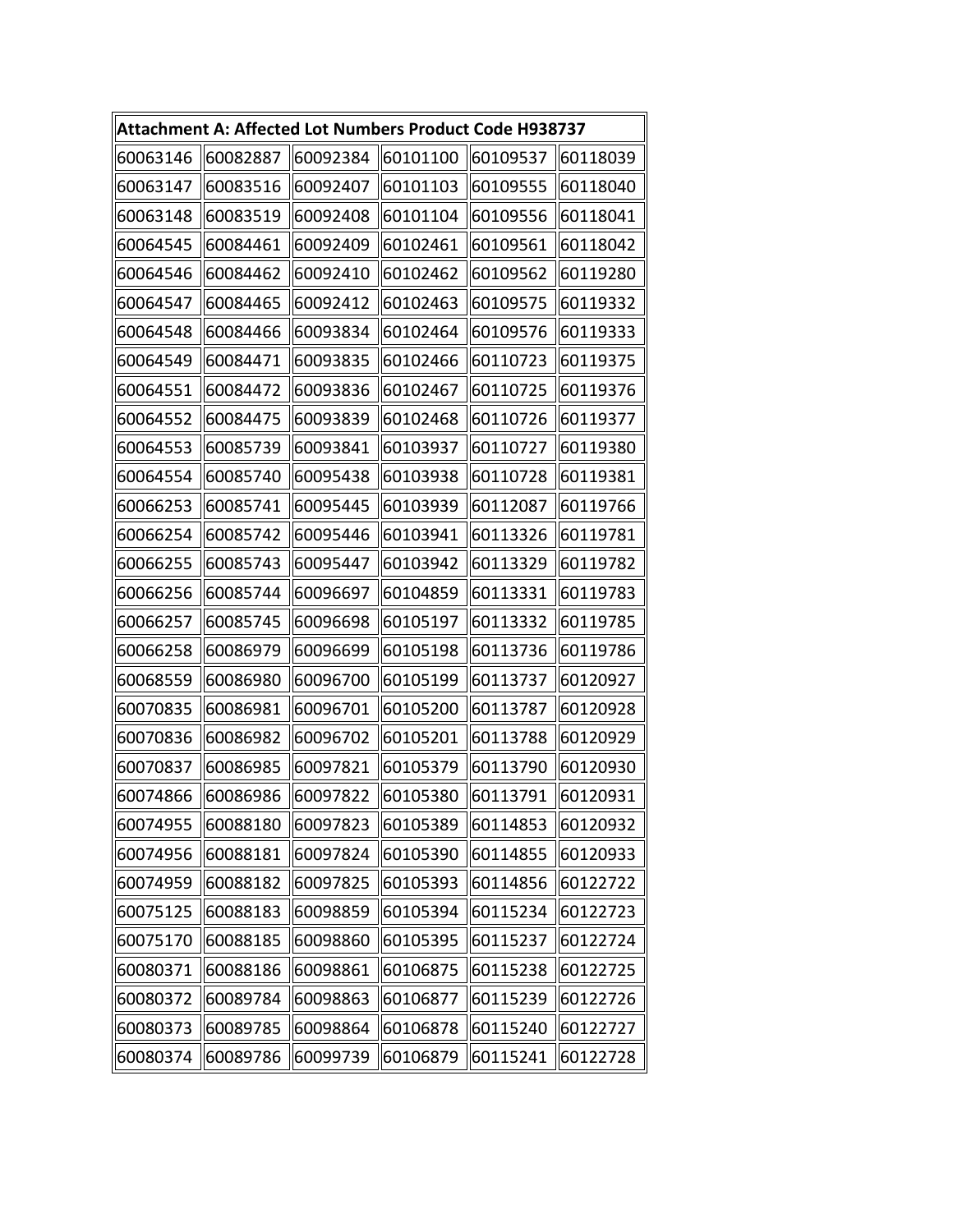| Attachment A: Affected Lot Numbers Product Code H938737 | | | | | |
|---|---|---|---|---|---|
| 60063146 | 60082887 | 60092384 | 60101100 | 60109537 | 60118039 |
| 60063147 | 60083516 | 60092407 | 60101103 | 60109555 | 60118040 |
| 60063148 | 60083519 | 60092408 | 60101104 | 60109556 | 60118041 |
| 60064545 | 60084461 | 60092409 | 60102461 | 60109561 | 60118042 |
| 60064546 | 60084462 | 60092410 | 60102462 | 60109562 | 60119280 |
| 60064547 | 60084465 | 60092412 | 60102463 | 60109575 | 60119332 |
| 60064548 | 60084466 | 60093834 | 60102464 | 60109576 | 60119333 |
| 60064549 | 60084471 | 60093835 | 60102466 | 60110723 | 60119375 |
| 60064551 | 60084472 | 60093836 | 60102467 | 60110725 | 60119376 |
| 60064552 | 60084475 | 60093839 | 60102468 | 60110726 | 60119377 |
| 60064553 | 60085739 | 60093841 | 60103937 | 60110727 | 60119380 |
| 60064554 | 60085740 | 60095438 | 60103938 | 60110728 | 60119381 |
| 60066253 | 60085741 | 60095445 | 60103939 | 60112087 | 60119766 |
| 60066254 | 60085742 | 60095446 | 60103941 | 60113326 | 60119781 |
| 60066255 | 60085743 | 60095447 | 60103942 | 60113329 | 60119782 |
| 60066256 | 60085744 | 60096697 | 60104859 | 60113331 | 60119783 |
| 60066257 | 60085745 | 60096698 | 60105197 | 60113332 | 60119785 |
| 60066258 | 60086979 | 60096699 | 60105198 | 60113736 | 60119786 |
| 60068559 | 60086980 | 60096700 | 60105199 | 60113737 | 60120927 |
| 60070835 | 60086981 | 60096701 | 60105200 | 60113787 | 60120928 |
| 60070836 | 60086982 | 60096702 | 60105201 | 60113788 | 60120929 |
| 60070837 | 60086985 | 60097821 | 60105379 | 60113790 | 60120930 |
| 60074866 | 60086986 | 60097822 | 60105380 | 60113791 | 60120931 |
| 60074955 | 60088180 | 60097823 | 60105389 | 60114853 | 60120932 |
| 60074956 | 60088181 | 60097824 | 60105390 | 60114855 | 60120933 |
| 60074959 | 60088182 | 60097825 | 60105393 | 60114856 | 60122722 |
| 60075125 | 60088183 | 60098859 | 60105394 | 60115234 | 60122723 |
| 60075170 | 60088185 | 60098860 | 60105395 | 60115237 | 60122724 |
| 60080371 | 60088186 | 60098861 | 60106875 | 60115238 | 60122725 |
| 60080372 | 60089784 | 60098863 | 60106877 | 60115239 | 60122726 |
| 60080373 | 60089785 | 60098864 | 60106878 | 60115240 | 60122727 |
| 60080374 | 60089786 | 60099739 | 60106879 | 60115241 | 60122728 |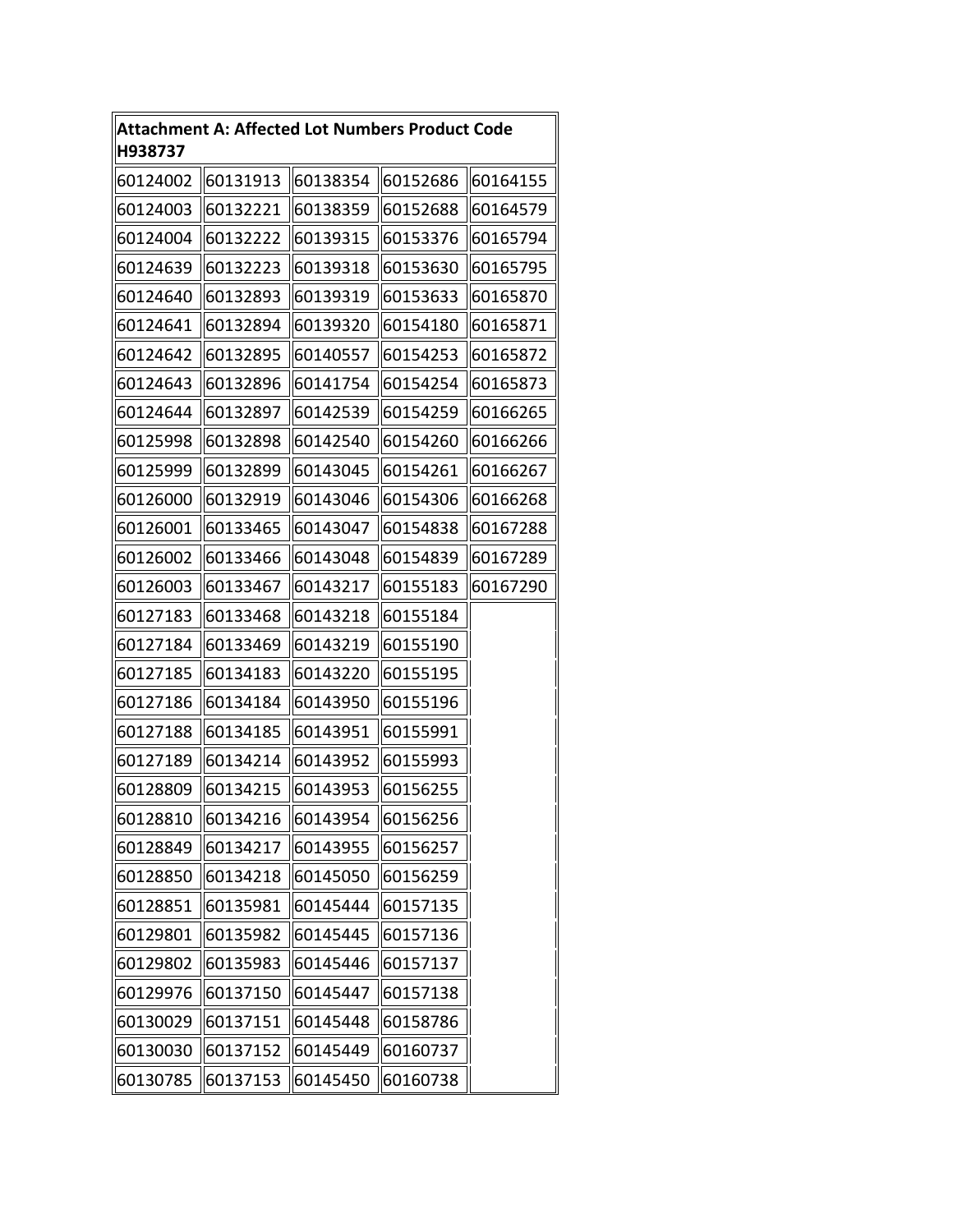| Attachment A: Affected Lot Numbers Product Code H938737 | | | | |
|---|---|---|---|---|
| 60124002 | 60131913 | 60138354 | 60152686 | 60164155 |
| 60124003 | 60132221 | 60138359 | 60152688 | 60164579 |
| 60124004 | 60132222 | 60139315 | 60153376 | 60165794 |
| 60124639 | 60132223 | 60139318 | 60153630 | 60165795 |
| 60124640 | 60132893 | 60139319 | 60153633 | 60165870 |
| 60124641 | 60132894 | 60139320 | 60154180 | 60165871 |
| 60124642 | 60132895 | 60140557 | 60154253 | 60165872 |
| 60124643 | 60132896 | 60141754 | 60154254 | 60165873 |
| 60124644 | 60132897 | 60142539 | 60154259 | 60166265 |
| 60125998 | 60132898 | 60142540 | 60154260 | 60166266 |
| 60125999 | 60132899 | 60143045 | 60154261 | 60166267 |
| 60126000 | 60132919 | 60143046 | 60154306 | 60166268 |
| 60126001 | 60133465 | 60143047 | 60154838 | 60167288 |
| 60126002 | 60133466 | 60143048 | 60154839 | 60167289 |
| 60126003 | 60133467 | 60143217 | 60155183 | 60167290 |
| 60127183 | 60133468 | 60143218 | 60155184 | |
| 60127184 | 60133469 | 60143219 | 60155190 | |
| 60127185 | 60134183 | 60143220 | 60155195 | |
| 60127186 | 60134184 | 60143950 | 60155196 | |
| 60127188 | 60134185 | 60143951 | 60155991 | |
| 60127189 | 60134214 | 60143952 | 60155993 | |
| 60128809 | 60134215 | 60143953 | 60156255 | |
| 60128810 | 60134216 | 60143954 | 60156256 | |
| 60128849 | 60134217 | 60143955 | 60156257 | |
| 60128850 | 60134218 | 60145050 | 60156259 | |
| 60128851 | 60135981 | 60145444 | 60157135 | |
| 60129801 | 60135982 | 60145445 | 60157136 | |
| 60129802 | 60135983 | 60145446 | 60157137 | |
| 60129976 | 60137150 | 60145447 | 60157138 | |
| 60130029 | 60137151 | 60145448 | 60158786 | |
| 60130030 | 60137152 | 60145449 | 60160737 | |
| 60130785 | 60137153 | 60145450 | 60160738 | |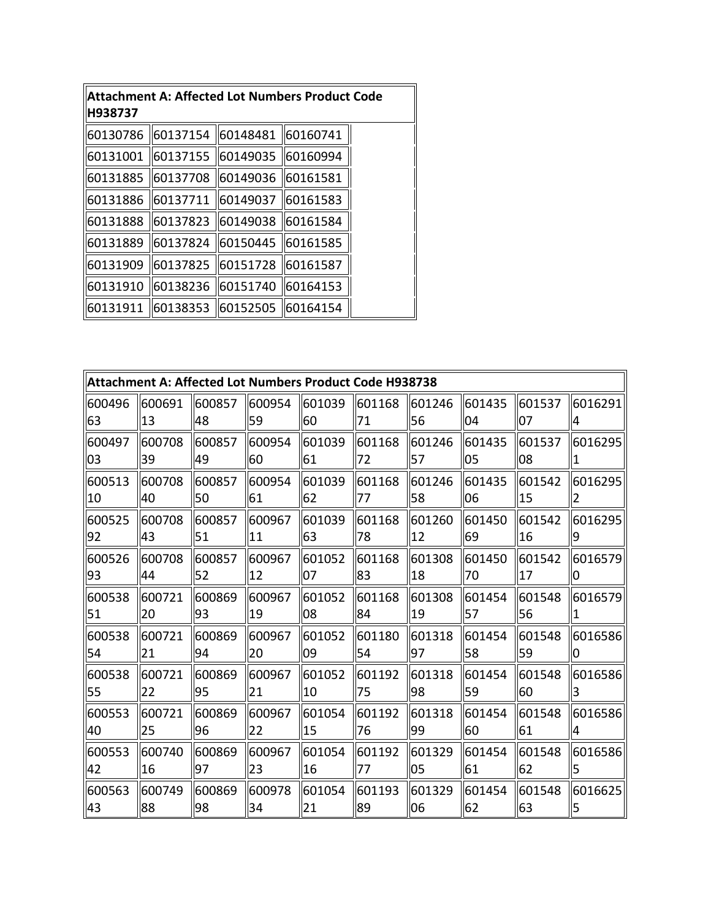| Attachment A: Affected Lot Numbers Product Code H938737 | | | | |
|---|---|---|---|---|
| 60130786 | 60137154 | 60148481 | 60160741 | |
| 60131001 | 60137155 | 60149035 | 60160994 | |
| 60131885 | 60137708 | 60149036 | 60161581 | |
| 60131886 | 60137711 | 60149037 | 60161583 | |
| 60131888 | 60137823 | 60149038 | 60161584 | |
| 60131889 | 60137824 | 60150445 | 60161585 | |
| 60131909 | 60137825 | 60151728 | 60161587 | |
| 60131910 | 60138236 | 60151740 | 60164153 | |
| 60131911 | 60138353 | 60152505 | 60164154 | |

| Attachment A: Affected Lot Numbers Product Code H938738 | | | | | | | | | |
|---|---|---|---|---|---|---|---|---|---|
| 60049663 | 60069113 | 60085748 | 60095459 | 60103960 | 60116871 | 60124656 | 60143504 | 60153707 | 60162914 |
| 60049703 | 60070839 | 60085749 | 60095460 | 60103961 | 60116872 | 60124657 | 60143505 | 60153708 | 60162951 |
| 60051310 | 60070840 | 60085750 | 60095461 | 60103962 | 60116877 | 60124658 | 60143506 | 60154215 | 60162952 |
| 60052592 | 60070843 | 60085751 | 60096711 | 60103963 | 60116878 | 60126012 | 60145069 | 60154216 | 60162959 |
| 60052693 | 60070844 | 60085752 | 60096712 | 60105207 | 60116883 | 60130818 | 60145070 | 60154217 | 60165790 |
| 60053851 | 60072120 | 60086993 | 60096719 | 60105208 | 60116884 | 60130819 | 60145457 | 60154856 | 60165791 |
| 60053854 | 60072121 | 60086994 | 60096720 | 60105209 | 60118054 | 60131897 | 60145458 | 60154859 | 60165860 |
| 60053855 | 60072122 | 60086995 | 60096721 | 60105210 | 60119275 | 60131898 | 60145459 | 60154860 | 60165863 |
| 60055340 | 60072125 | 60086996 | 60096722 | 60105415 | 60119276 | 60131899 | 60145460 | 60154861 | 60165864 |
| 60055342 | 60074016 | 60086997 | 60096723 | 60105416 | 60119277 | 60132905 | 60145461 | 60154862 | 60165865 |
| 60056343 | 60074988 | 60086998 | 60097834 | 60105421 | 60119389 | 60132906 | 60145462 | 60154863 | 60166255 |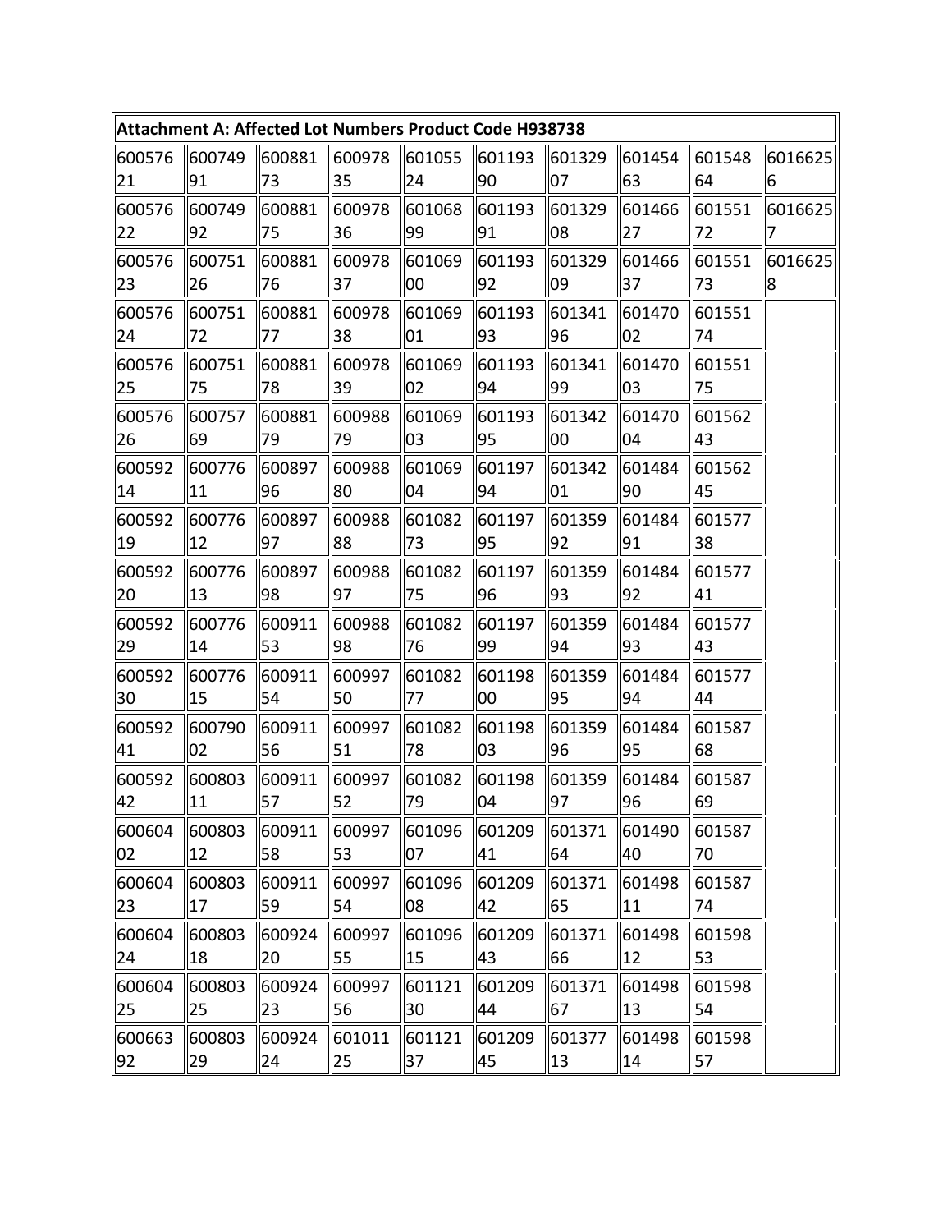| Attachment A: Affected Lot Numbers Product Code H938738 | | | | | | | | | |
|---|---|---|---|---|---|---|---|---|---|
| 60057621 | 60074991 | 60088173 | 60097835 | 60105524 | 60119390 | 60132907 | 60145463 | 60154864 | 60166256 |
| 60057622 | 60074992 | 60088175 | 60097836 | 60106899 | 60119391 | 60132908 | 60146627 | 60155172 | 60166257 |
| 60057623 | 60075126 | 60088176 | 60097837 | 60106900 | 60119392 | 60132909 | 60146637 | 60155173 | 60166258 |
| 60057624 | 60075172 | 60088177 | 60097838 | 60106901 | 60119393 | 60134196 | 60147002 | 60155174 | |
| 60057625 | 60075175 | 60088178 | 60097839 | 60106902 | 60119394 | 60134199 | 60147003 | 60155175 | |
| 60057626 | 60075769 | 60088179 | 60098879 | 60106903 | 60119395 | 60134200 | 60147004 | 60156243 | |
| 60059214 | 60077611 | 60089796 | 60098880 | 60106904 | 60119794 | 60134201 | 60148490 | 60156245 | |
| 60059219 | 60077612 | 60089797 | 60098888 | 60108273 | 60119795 | 60135992 | 60148491 | 60157738 | |
| 60059220 | 60077613 | 60089798 | 60098897 | 60108275 | 60119796 | 60135993 | 60148492 | 60157741 | |
| 60059229 | 60077614 | 60091153 | 60098898 | 60108276 | 60119799 | 60135994 | 60148493 | 60157743 | |
| 60059230 | 60077615 | 60091154 | 60099750 | 60108277 | 60119800 | 60135995 | 60148494 | 60157744 | |
| 60059241 | 60079002 | 60091156 | 60099751 | 60108278 | 60119803 | 60135996 | 60148495 | 60158768 | |
| 60059242 | 60080311 | 60091157 | 60099752 | 60108279 | 60119804 | 60135997 | 60148496 | 60158769 | |
| 60060402 | 60080312 | 60091158 | 60099753 | 60109607 | 60120941 | 60137164 | 60149040 | 60158770 | |
| 60060423 | 60080317 | 60091159 | 60099754 | 60109608 | 60120942 | 60137165 | 60149811 | 60158774 | |
| 60060424 | 60080318 | 60092420 | 60099755 | 60109615 | 60120943 | 60137166 | 60149812 | 60159853 | |
| 60060425 | 60080325 | 60092423 | 60099756 | 60112130 | 60120944 | 60137167 | 60149813 | 60159854 | |
| 60066392 | 60080329 | 60092424 | 60101125 | 60112137 | 60120945 | 60137713 | 60149814 | 60159857 | |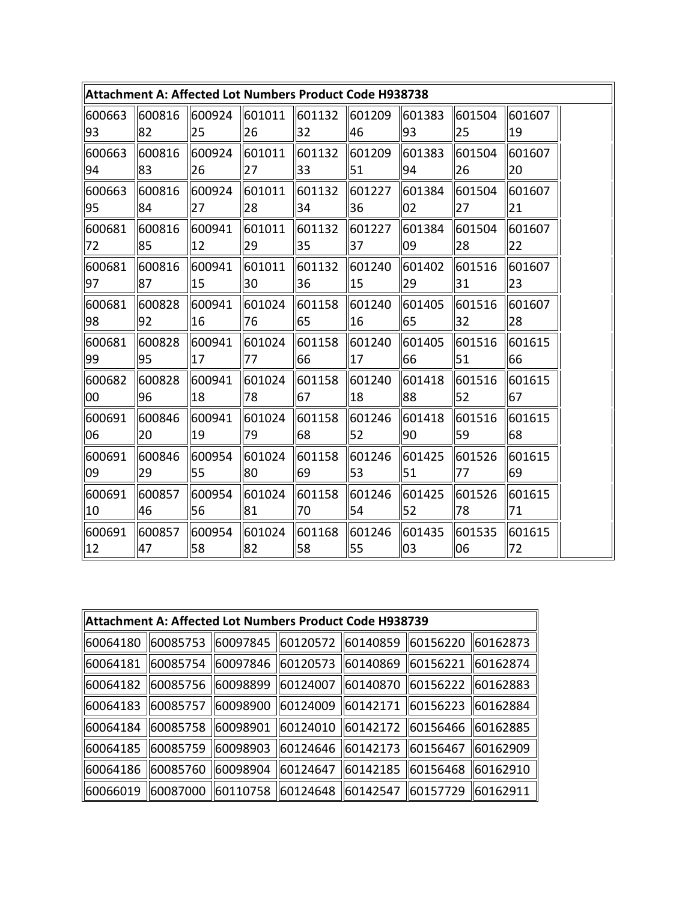| Attachment A: Affected Lot Numbers Product Code H938738 | | | | | | | | | |
|---|---|---|---|---|---|---|---|---|---|
| 60066393 | 60081682 | 60092425 | 60101126 | 60113232 | 60120946 | 60138393 | 60150425 | 60160719 | |
| 60066394 | 60081683 | 60092426 | 60101127 | 60113233 | 60120951 | 60138394 | 60150426 | 60160720 | |
| 60066395 | 60081684 | 60092427 | 60101128 | 60113234 | 60122736 | 60138402 | 60150427 | 60160721 | |
| 60068172 | 60081685 | 60094112 | 60101129 | 60113235 | 60122737 | 60138409 | 60150428 | 60160722 | |
| 60068197 | 60081687 | 60094115 | 60101130 | 60113236 | 60124015 | 60140229 | 60151631 | 60160723 | |
| 60068198 | 60082892 | 60094116 | 60102476 | 60115865 | 60124016 | 60140565 | 60151632 | 60160728 | |
| 60068199 | 60082895 | 60094117 | 60102477 | 60115866 | 60124017 | 60140566 | 60151651 | 60161566 | |
| 60068200 | 60082896 | 60094118 | 60102478 | 60115867 | 60124018 | 60141888 | 60151652 | 60161567 | |
| 60069106 | 60084620 | 60094119 | 60102479 | 60115868 | 60124652 | 60141890 | 60151659 | 60161568 | |
| 60069109 | 60084629 | 60095455 | 60102480 | 60115869 | 60124653 | 60142551 | 60152677 | 60161569 | |
| 60069110 | 60085746 | 60095456 | 60102481 | 60115870 | 60124654 | 60142552 | 60152678 | 60161571 | |
| 60069112 | 60085747 | 60095458 | 60102482 | 60116858 | 60124655 | 60143503 | 60153506 | 60161572 | |

| Attachment A: Affected Lot Numbers Product Code H938739 | | | | | | |
|---|---|---|---|---|---|---|
| 60064180 | 60085753 | 60097845 | 60120572 | 60140859 | 60156220 | 60162873 |
| 60064181 | 60085754 | 60097846 | 60120573 | 60140869 | 60156221 | 60162874 |
| 60064182 | 60085756 | 60098899 | 60124007 | 60140870 | 60156222 | 60162883 |
| 60064183 | 60085757 | 60098900 | 60124009 | 60142171 | 60156223 | 60162884 |
| 60064184 | 60085758 | 60098901 | 60124010 | 60142172 | 60156466 | 60162885 |
| 60064185 | 60085759 | 60098903 | 60124646 | 60142173 | 60156467 | 60162909 |
| 60064186 | 60085760 | 60098904 | 60124647 | 60142185 | 60156468 | 60162910 |
| 60066019 | 60087000 | 60110758 | 60124648 | 60142547 | 60157729 | 60162911 |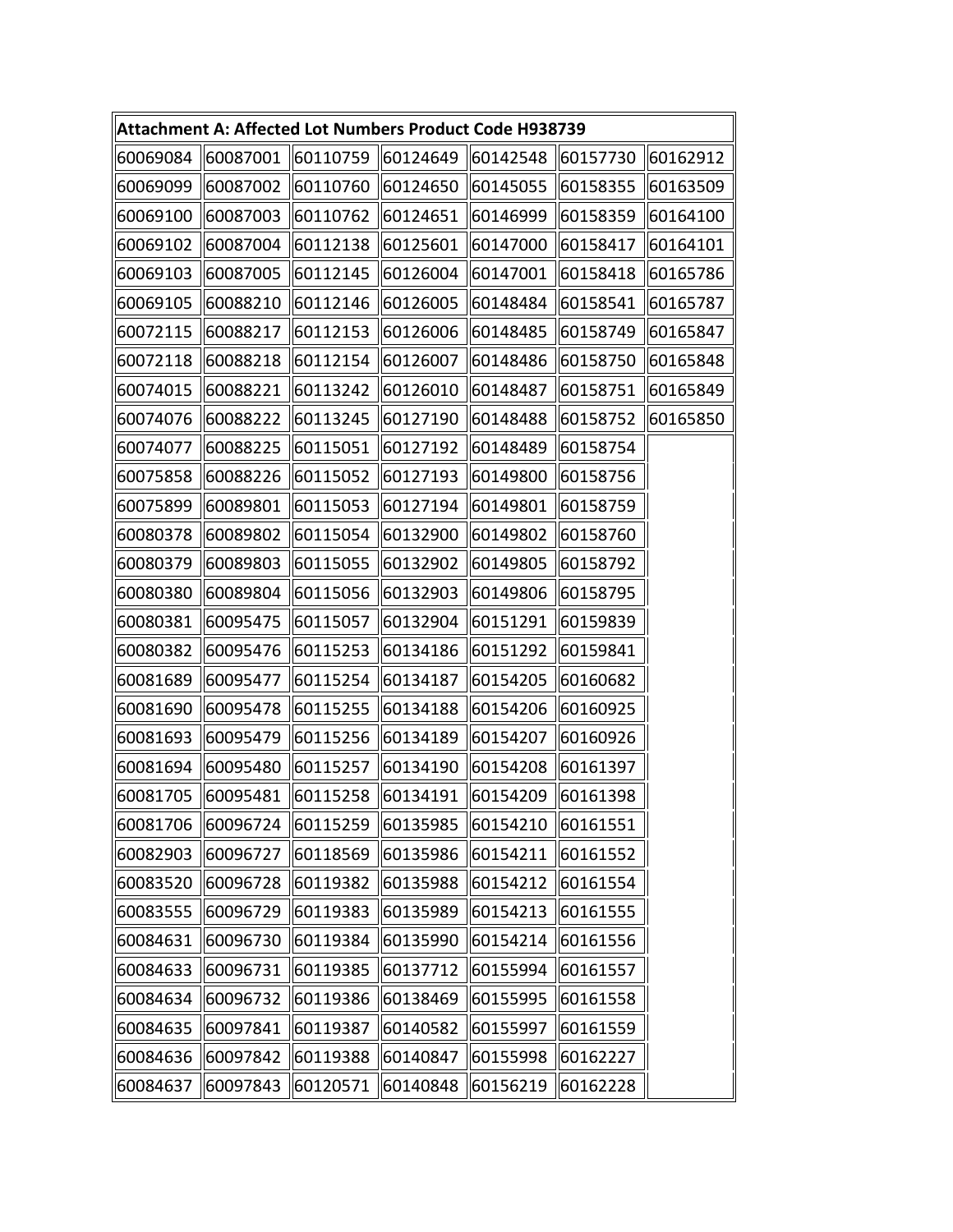| Attachment A: Affected Lot Numbers Product Code H938739 | | | | | | |
|---|---|---|---|---|---|---|
| 60069084 | 60087001 | 60110759 | 60124649 | 60142548 | 60157730 | 60162912 |
| 60069099 | 60087002 | 60110760 | 60124650 | 60145055 | 60158355 | 60163509 |
| 60069100 | 60087003 | 60110762 | 60124651 | 60146999 | 60158359 | 60164100 |
| 60069102 | 60087004 | 60112138 | 60125601 | 60147000 | 60158417 | 60164101 |
| 60069103 | 60087005 | 60112145 | 60126004 | 60147001 | 60158418 | 60165786 |
| 60069105 | 60088210 | 60112146 | 60126005 | 60148484 | 60158541 | 60165787 |
| 60072115 | 60088217 | 60112153 | 60126006 | 60148485 | 60158749 | 60165847 |
| 60072118 | 60088218 | 60112154 | 60126007 | 60148486 | 60158750 | 60165848 |
| 60074015 | 60088221 | 60113242 | 60126010 | 60148487 | 60158751 | 60165849 |
| 60074076 | 60088222 | 60113245 | 60127190 | 60148488 | 60158752 | 60165850 |
| 60074077 | 60088225 | 60115051 | 60127192 | 60148489 | 60158754 | |
| 60075858 | 60088226 | 60115052 | 60127193 | 60149800 | 60158756 | |
| 60075899 | 60089801 | 60115053 | 60127194 | 60149801 | 60158759 | |
| 60080378 | 60089802 | 60115054 | 60132900 | 60149802 | 60158760 | |
| 60080379 | 60089803 | 60115055 | 60132902 | 60149805 | 60158792 | |
| 60080380 | 60089804 | 60115056 | 60132903 | 60149806 | 60158795 | |
| 60080381 | 60095475 | 60115057 | 60132904 | 60151291 | 60159839 | |
| 60080382 | 60095476 | 60115253 | 60134186 | 60151292 | 60159841 | |
| 60081689 | 60095477 | 60115254 | 60134187 | 60154205 | 60160682 | |
| 60081690 | 60095478 | 60115255 | 60134188 | 60154206 | 60160925 | |
| 60081693 | 60095479 | 60115256 | 60134189 | 60154207 | 60160926 | |
| 60081694 | 60095480 | 60115257 | 60134190 | 60154208 | 60161397 | |
| 60081705 | 60095481 | 60115258 | 60134191 | 60154209 | 60161398 | |
| 60081706 | 60096724 | 60115259 | 60135985 | 60154210 | 60161551 | |
| 60082903 | 60096727 | 60118569 | 60135986 | 60154211 | 60161552 | |
| 60083520 | 60096728 | 60119382 | 60135988 | 60154212 | 60161554 | |
| 60083555 | 60096729 | 60119383 | 60135989 | 60154213 | 60161555 | |
| 60084631 | 60096730 | 60119384 | 60135990 | 60154214 | 60161556 | |
| 60084633 | 60096731 | 60119385 | 60137712 | 60155994 | 60161557 | |
| 60084634 | 60096732 | 60119386 | 60138469 | 60155995 | 60161558 | |
| 60084635 | 60097841 | 60119387 | 60140582 | 60155997 | 60161559 | |
| 60084636 | 60097842 | 60119388 | 60140847 | 60155998 | 60162227 | |
| 60084637 | 60097843 | 60120571 | 60140848 | 60156219 | 60162228 | |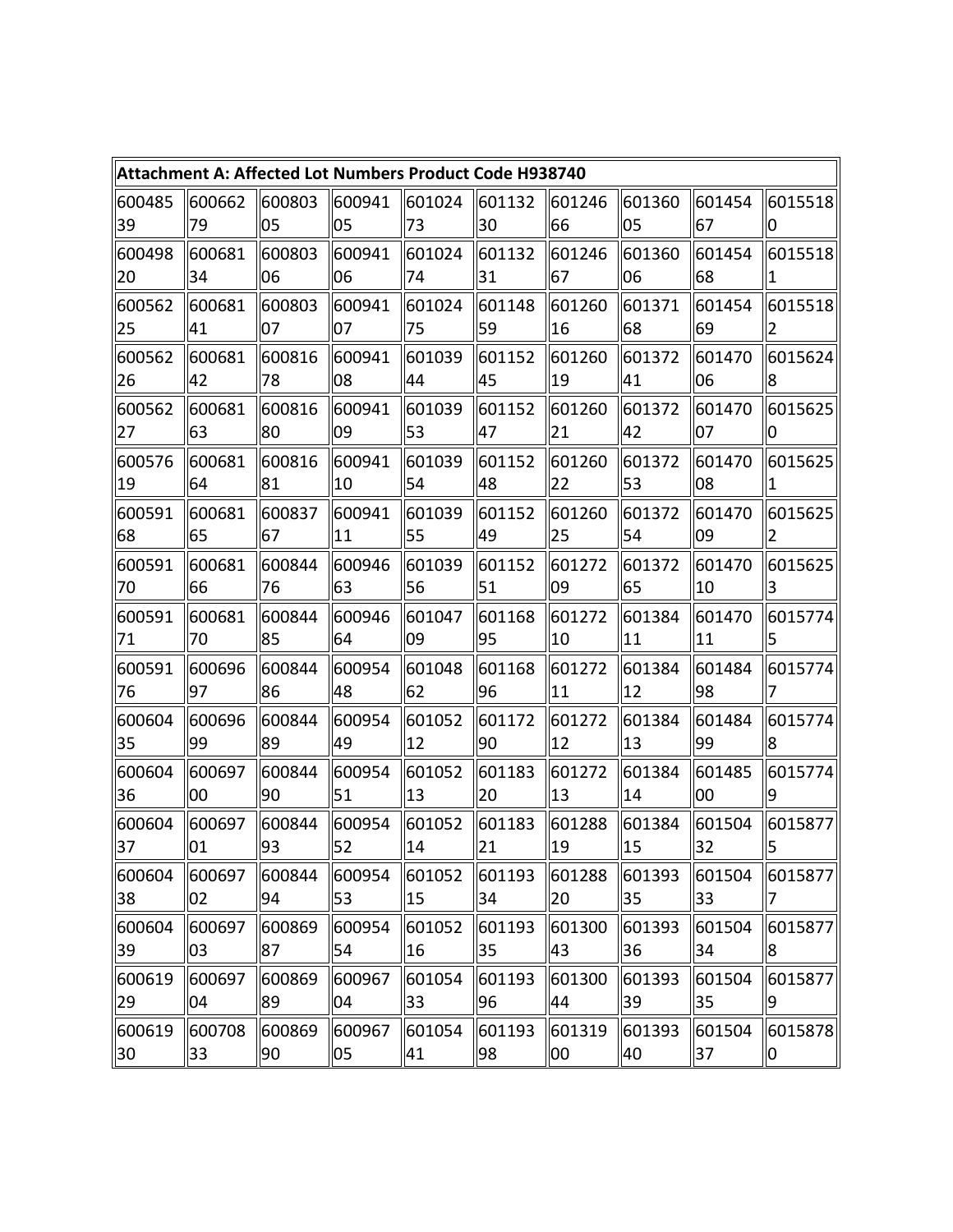| Attachment A: Affected Lot Numbers Product Code H938740 | | | | | | | | | |
|---|---|---|---|---|---|---|---|---|---|
| 60048539 | 60066279 | 60080305 | 60094105 | 60102473 | 60113230 | 60124666 | 60136005 | 60145467 | 60155180 |
| 60049820 | 60068134 | 60080306 | 60094106 | 60102474 | 60113231 | 60124667 | 60136006 | 60145468 | 60155181 |
| 60056225 | 60068141 | 60080307 | 60094107 | 60102475 | 60114859 | 60126016 | 60137168 | 60145469 | 60155182 |
| 60056226 | 60068142 | 60081678 | 60094108 | 60103944 | 60115245 | 60126019 | 60137241 | 60147006 | 60156248 |
| 60056227 | 60068163 | 60081680 | 60094109 | 60103953 | 60115247 | 60126021 | 60137242 | 60147007 | 60156250 |
| 60057619 | 60068164 | 60081681 | 60094110 | 60103954 | 60115248 | 60126022 | 60137253 | 60147008 | 60156251 |
| 60059168 | 60068165 | 60083767 | 60094111 | 60103955 | 60115249 | 60126025 | 60137254 | 60147009 | 60156252 |
| 60059170 | 60068166 | 60084476 | 60094663 | 60103956 | 60115251 | 60127209 | 60137265 | 60147010 | 60156253 |
| 60059171 | 60068170 | 60084485 | 60094664 | 60104709 | 60116895 | 60127210 | 60138411 | 60147011 | 60157745 |
| 60059176 | 60069697 | 60084486 | 60095448 | 60104862 | 60116896 | 60127211 | 60138412 | 60148498 | 60157747 |
| 60060435 | 60069699 | 60084489 | 60095449 | 60105212 | 60117290 | 60127212 | 60138413 | 60148499 | 60157748 |
| 60060436 | 60069700 | 60084490 | 60095451 | 60105213 | 60118320 | 60127213 | 60138414 | 60148500 | 60157749 |
| 60060437 | 60069701 | 60084493 | 60095452 | 60105214 | 60118321 | 60128819 | 60138415 | 60150432 | 60158775 |
| 60060438 | 60069702 | 60084494 | 60095453 | 60105215 | 60119334 | 60128820 | 60139335 | 60150433 | 60158777 |
| 60060439 | 60069703 | 60086987 | 60095454 | 60105216 | 60119335 | 60130043 | 60139336 | 60150434 | 60158778 |
| 60061929 | 60069704 | 60086989 | 60096704 | 60105433 | 60119396 | 60130044 | 60139339 | 60150435 | 60158779 |
| 60061930 | 60070833 | 60086990 | 60096705 | 60105441 | 60119398 | 60131900 | 60139340 | 60150437 | 60158780 |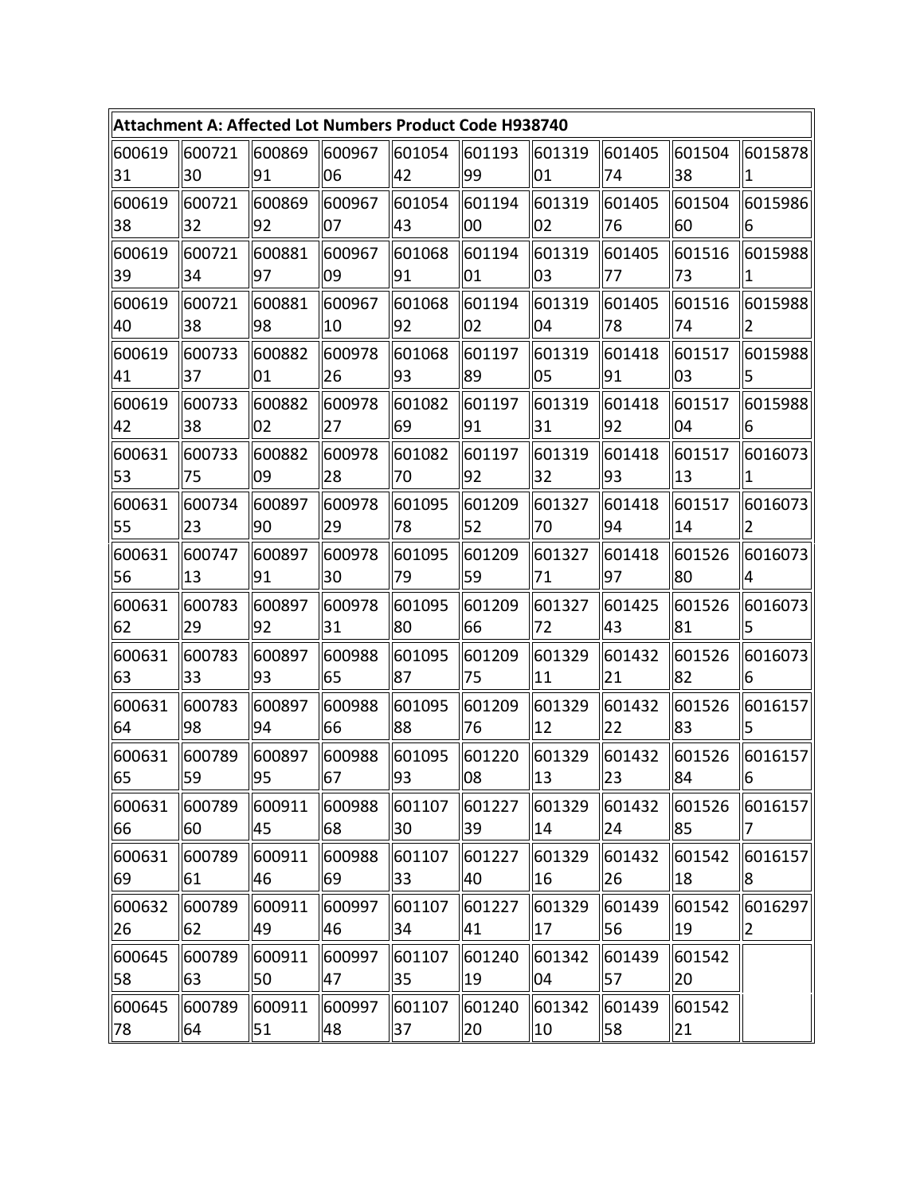| Attachment A: Affected Lot Numbers Product Code H938740 | | | | | | | | | |
|---|---|---|---|---|---|---|---|---|---|
| 60061931 | 60072130 | 60086991 | 60096706 | 60105442 | 60119399 | 60131901 | 60140574 | 60150438 | 60158781 |
| 60061938 | 60072132 | 60086992 | 60096707 | 60105443 | 60119400 | 60131902 | 60140576 | 60150460 | 60159866 |
| 60061939 | 60072134 | 60088197 | 60096709 | 60106891 | 60119401 | 60131903 | 60140577 | 60151673 | 60159881 |
| 60061940 | 60072138 | 60088198 | 60096710 | 60106892 | 60119402 | 60131904 | 60140578 | 60151674 | 60159882 |
| 60061941 | 60073337 | 60088201 | 60097826 | 60106893 | 60119789 | 60131905 | 60141891 | 60151703 | 60159885 |
| 60061942 | 60073338 | 60088202 | 60097827 | 60108269 | 60119791 | 60131931 | 60141892 | 60151704 | 60159886 |
| 60063153 | 60073375 | 60088209 | 60097828 | 60108270 | 60119792 | 60131932 | 60141893 | 60151713 | 60160731 |
| 60063155 | 60073423 | 60089790 | 60097829 | 60109578 | 60120952 | 60132770 | 60141894 | 60151714 | 60160732 |
| 60063156 | 60074713 | 60089791 | 60097830 | 60109579 | 60120959 | 60132771 | 60141897 | 60152680 | 60160734 |
| 60063162 | 60078329 | 60089792 | 60097831 | 60109580 | 60120966 | 60132772 | 60142543 | 60152681 | 60160735 |
| 60063163 | 60078333 | 60089793 | 60098865 | 60109587 | 60120975 | 60132911 | 60143221 | 60152682 | 60160736 |
| 60063164 | 60078398 | 60089794 | 60098866 | 60109588 | 60120976 | 60132912 | 60143222 | 60152683 | 60161575 |
| 60063165 | 60078959 | 60089795 | 60098867 | 60109593 | 60122008 | 60132913 | 60143223 | 60152684 | 60161576 |
| 60063166 | 60078960 | 60091145 | 60098868 | 60110730 | 60122739 | 60132914 | 60143224 | 60152685 | 60161577 |
| 60063169 | 60078961 | 60091146 | 60098869 | 60110733 | 60122740 | 60132916 | 60143226 | 60154218 | 60161578 |
| 60063226 | 60078962 | 60091149 | 60099746 | 60110734 | 60122741 | 60132917 | 60143956 | 60154219 | 60162972 |
| 60064558 | 60078963 | 60091150 | 60099747 | 60110735 | 60124019 | 60134204 | 60143957 | 60154220 | |
| 60064578 | 60078964 | 60091151 | 60099748 | 60110737 | 60124020 | 60134210 | 60143958 | 60154221 | |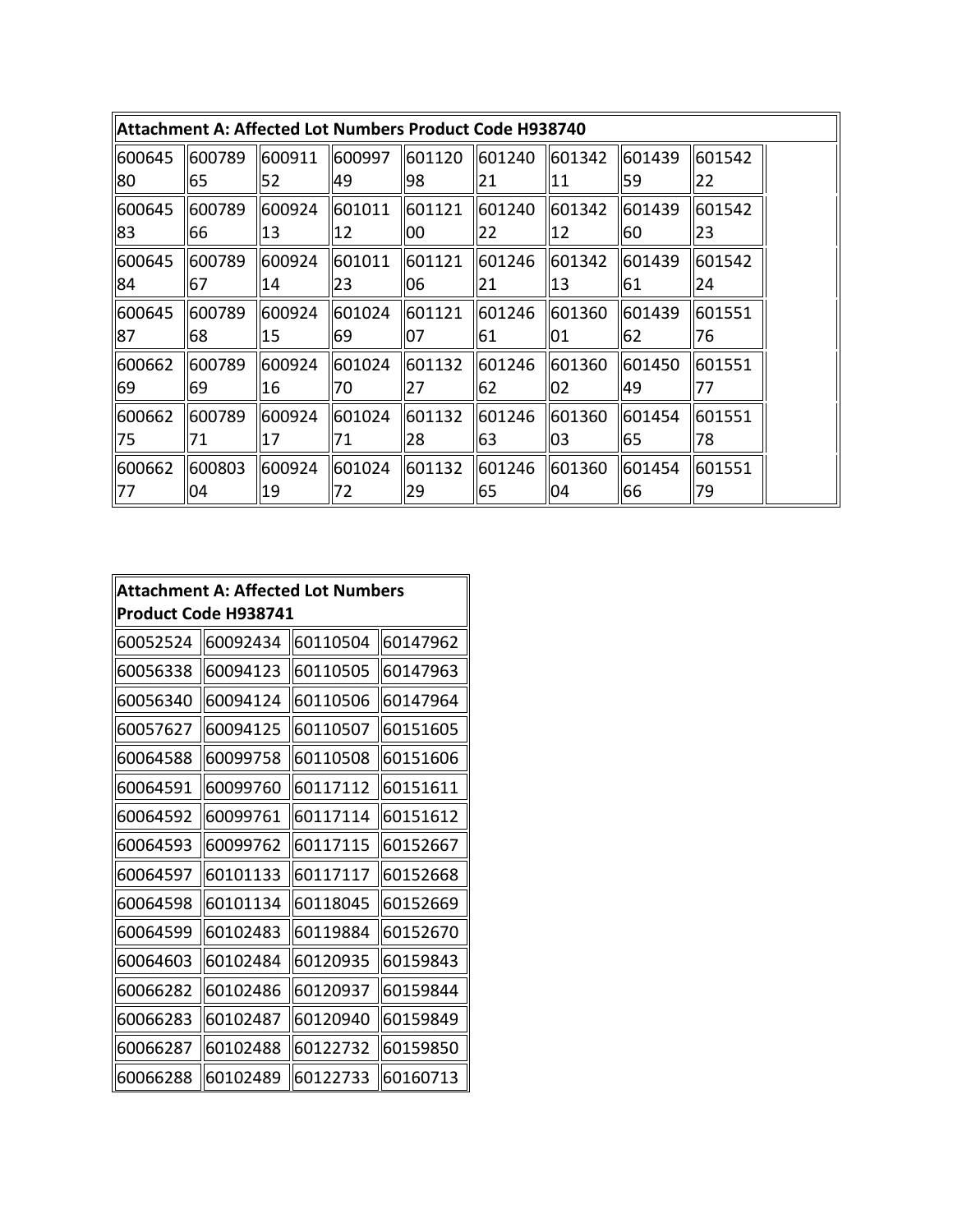| Attachment A: Affected Lot Numbers Product Code H938740 | | | | | | | | | |
|---|---|---|---|---|---|---|---|---|---|
| 60064580 | 60078965 | 60091152 | 60099749 | 60112098 | 60124021 | 60134211 | 60143959 | 60154222 | |
| 60064583 | 60078966 | 60092413 | 60101112 | 60112100 | 60124022 | 60134212 | 60143960 | 60154223 | |
| 60064584 | 60078967 | 60092414 | 60101123 | 60112106 | 60124621 | 60134213 | 60143961 | 60154224 | |
| 60064587 | 60078968 | 60092415 | 60102469 | 60112107 | 60124661 | 60136001 | 60143962 | 60155176 | |
| 60066269 | 60078969 | 60092416 | 60102470 | 60113227 | 60124662 | 60136002 | 60145049 | 60155177 | |
| 60066275 | 60078971 | 60092417 | 60102471 | 60113228 | 60124663 | 60136003 | 60145465 | 60155178 | |
| 60066277 | 60080304 | 60092419 | 60102472 | 60113229 | 60124665 | 60136004 | 60145466 | 60155179 | |

| Attachment A: Affected Lot Numbers Product Code H938741 | | | |
|---|---|---|---|
| 60052524 | 60092434 | 60110504 | 60147962 |
| 60056338 | 60094123 | 60110505 | 60147963 |
| 60056340 | 60094124 | 60110506 | 60147964 |
| 60057627 | 60094125 | 60110507 | 60151605 |
| 60064588 | 60099758 | 60110508 | 60151606 |
| 60064591 | 60099760 | 60117112 | 60151611 |
| 60064592 | 60099761 | 60117114 | 60151612 |
| 60064593 | 60099762 | 60117115 | 60152667 |
| 60064597 | 60101133 | 60117117 | 60152668 |
| 60064598 | 60101134 | 60118045 | 60152669 |
| 60064599 | 60102483 | 60119884 | 60152670 |
| 60064603 | 60102484 | 60120935 | 60159843 |
| 60066282 | 60102486 | 60120937 | 60159844 |
| 60066283 | 60102487 | 60120940 | 60159849 |
| 60066287 | 60102488 | 60122732 | 60159850 |
| 60066288 | 60102489 | 60122733 | 60160713 |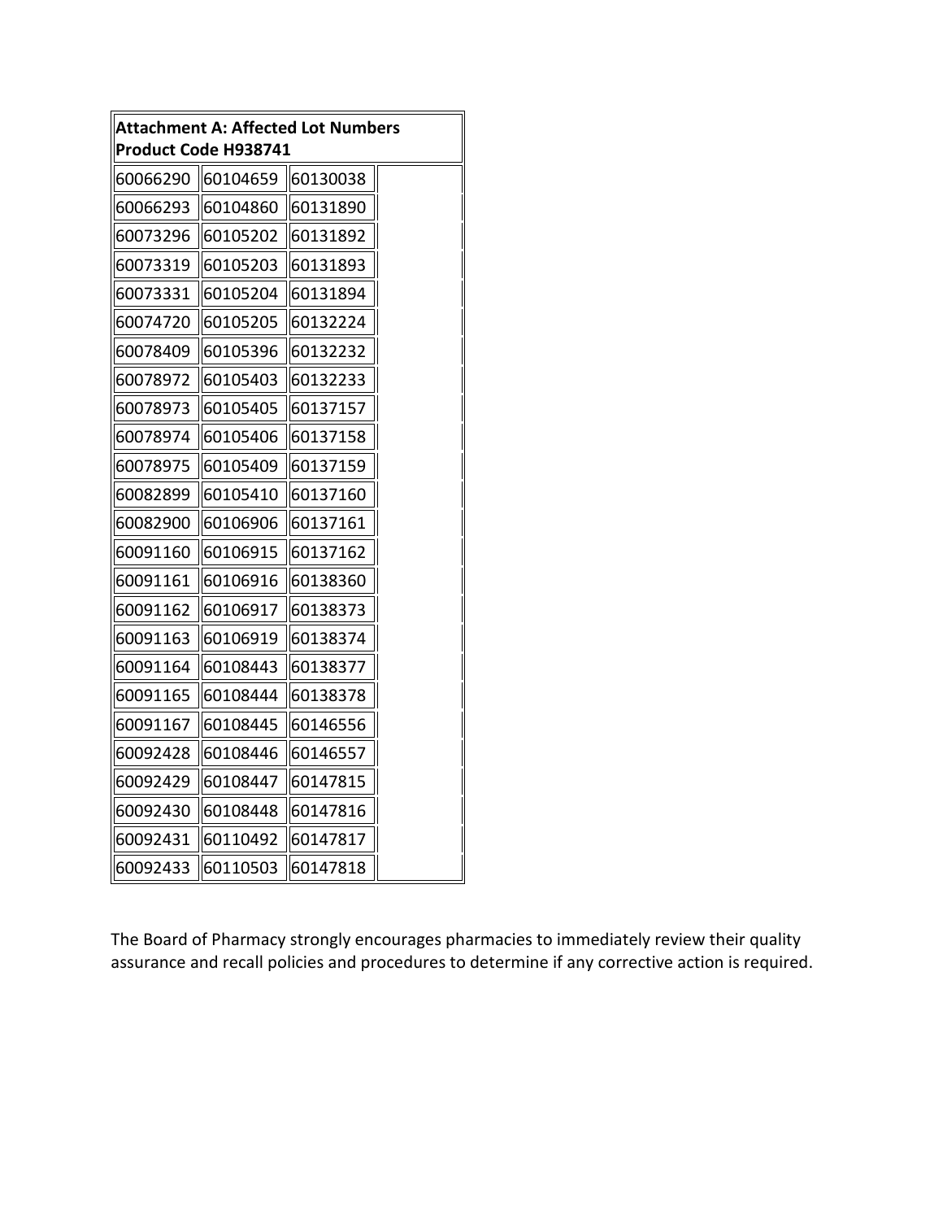| **Attachment A: Affected Lot Numbers Product Code H938741** | | | |
|---|---|---|---|
| 60066290 | 60104659 | 60130038 | |
| 60066293 | 60104860 | 60131890 | |
| 60073296 | 60105202 | 60131892 | |
| 60073319 | 60105203 | 60131893 | |
| 60073331 | 60105204 | 60131894 | |
| 60074720 | 60105205 | 60132224 | |
| 60078409 | 60105396 | 60132232 | |
| 60078972 | 60105403 | 60132233 | |
| 60078973 | 60105405 | 60137157 | |
| 60078974 | 60105406 | 60137158 | |
| 60078975 | 60105409 | 60137159 | |
| 60082899 | 60105410 | 60137160 | |
| 60082900 | 60106906 | 60137161 | |
| 60091160 | 60106915 | 60137162 | |
| 60091161 | 60106916 | 60138360 | |
| 60091162 | 60106917 | 60138373 | |
| 60091163 | 60106919 | 60138374 | |
| 60091164 | 60108443 | 60138377 | |
| 60091165 | 60108444 | 60138378 | |
| 60091167 | 60108445 | 60146556 | |
| 60092428 | 60108446 | 60146557 | |
| 60092429 | 60108447 | 60147815 | |
| 60092430 | 60108448 | 60147816 | |
| 60092431 | 60110492 | 60147817 | |
| 60092433 | 60110503 | 60147818 | |

The Board of Pharmacy strongly encourages pharmacies to immediately review their quality assurance and recall policies and procedures to determine if any corrective action is required.